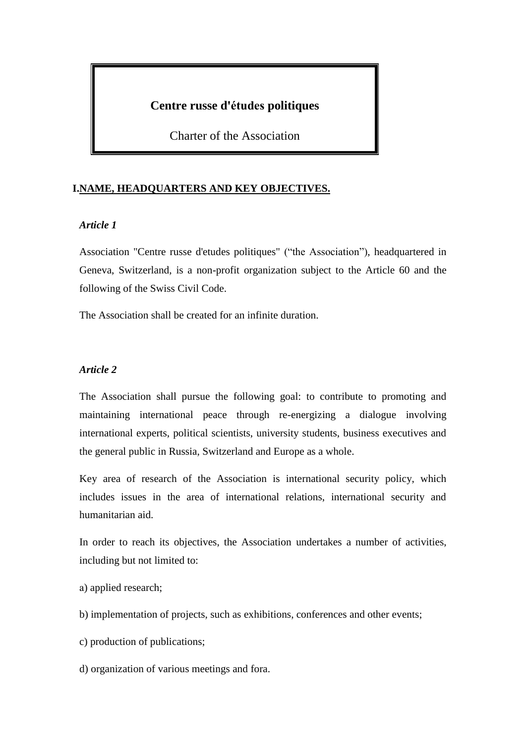**Centre russe d'études politiques**

Charter of the Association

## I. NAME, HEADQUARTERS AND KEY OBJECTIVES.

### *Article 1*

Association "Centre russe d'etudes politiques" ("the Association"), headquartered in Geneva, Switzerland, is a non-profit organization subject to the Article 60 and the following of the Swiss Civil Code.

The Association shall be created for an infinite duration.

### *Article 2*

The Association shall pursue the following goal: to contribute to promoting and maintaining international peace through re-energizing a dialogue involving international experts, political scientists, university students, business executives and the general public in Russia, Switzerland and Europe as a whole.

Key area of research of the Association is international security policy, which includes issues in the area of international relations, international security and humanitarian aid.

In order to reach its objectives, the Association undertakes a number of activities, including but not limited to:

a) applied research;

b) implementation of projects, such as exhibitions, conferences and other events;

c) production of publications;

d) organization of various meetings and fora.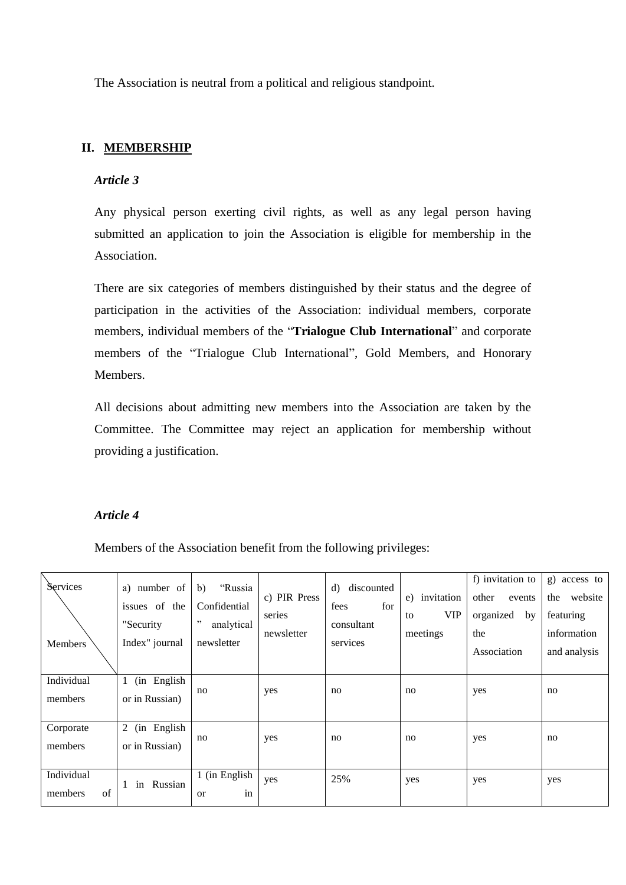The Association is neutral from a political and religious standpoint.

## II. MEMBERSHIP

### *Article 3*

Any physical person exerting civil rights, as well as any legal person having submitted an application to join the Association is eligible for membership in the Association.

There are six categories of members distinguished by their status and the degree of participation in the activities of the Association: individual members, corporate members, individual members of the "**Trialogue Club International**" and corporate members of the "Trialogue Club International", Gold Members, and Honorary Members.

All decisions about admitting new members into the Association are taken by the Committee. The Committee may reject an application for membership without providing a justification.

### *Article 4*

Members of the Association benefit from the following privileges:

| Services / Members | a) number of issues of the "Security Index" journal | b) "Russia Confidential" analytical newsletter | c) PIR Press series newsletter | d) discounted fees for consultant services | e) invitation to VIP meetings | f) invitation to other events organized by the Association | g) access to the website featuring information and analysis |
|---|---|---|---|---|---|---|---|
| Individual members | 1 (in English or in Russian) | no | yes | no | no | yes | no |
| Corporate members | 2 (in English or in Russian) | no | yes | no | no | yes | no |
| Individual members of | 1 in Russian | 1 (in English or in | yes | 25% | yes | yes | yes |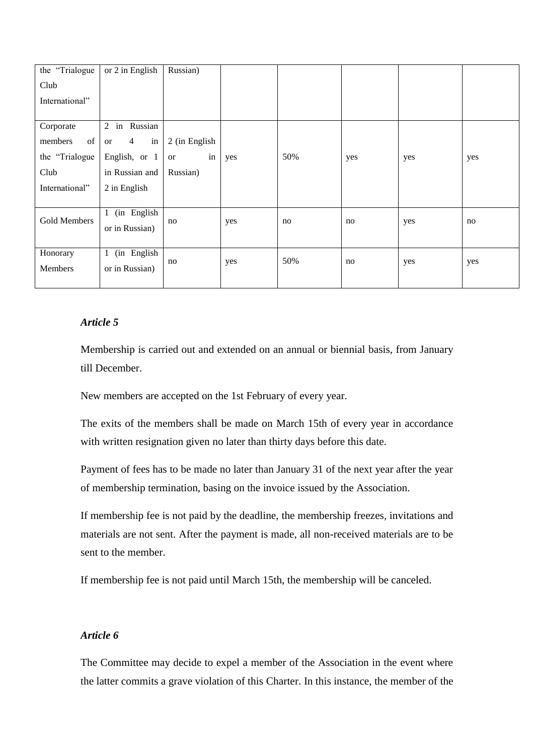| | | | | | | | |
|---|---|---|---|---|---|---|---|
| the "Trialogue Club International" | or 2 in English | Russian) | | | | | |
| Corporate members of the "Trialogue Club International" | 2 in Russian or 4 in English, or 1 in Russian and 2 in English | 2 (in English or in Russian) | yes | 50% | yes | yes | yes |
| Gold Members | 1 (in English or in Russian) | no | yes | no | no | yes | no |
| Honorary Members | 1 (in English or in Russian) | no | yes | 50% | no | yes | yes |

***Article 5***

Membership is carried out and extended on an annual or biennial basis, from January till December.

New members are accepted on the 1st February of every year.

The exits of the members shall be made on March 15th of every year in accordance with written resignation given no later than thirty days before this date.

Payment of fees has to be made no later than January 31 of the next year after the year of membership termination, basing on the invoice issued by the Association.

If membership fee is not paid by the deadline, the membership freezes, invitations and materials are not sent. After the payment is made, all non-received materials are to be sent to the member.

If membership fee is not paid until March 15th, the membership will be canceled.

***Article 6***

The Committee may decide to expel a member of the Association in the event where the latter commits a grave violation of this Charter. In this instance, the member of the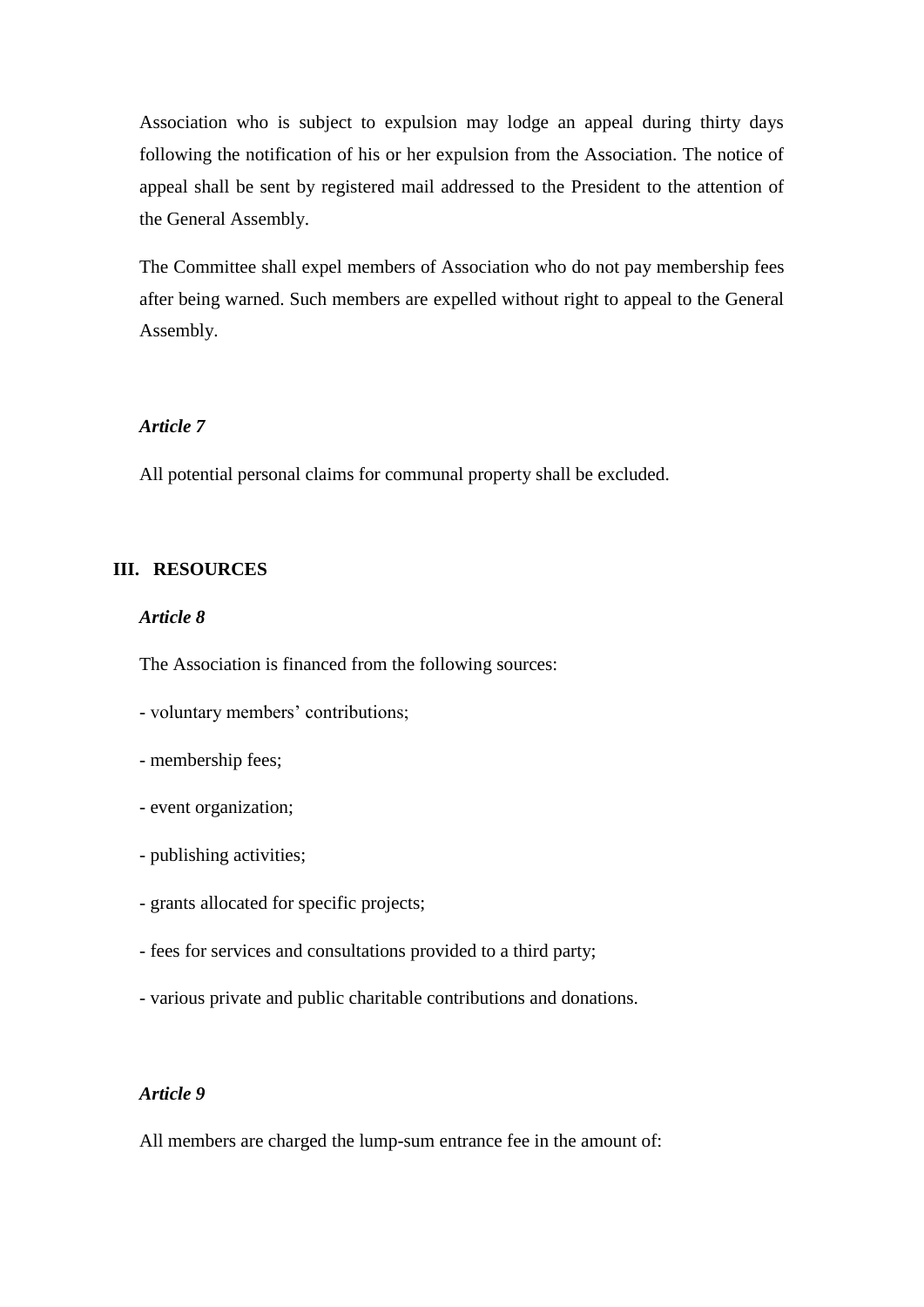Association who is subject to expulsion may lodge an appeal during thirty days following the notification of his or her expulsion from the Association. The notice of appeal shall be sent by registered mail addressed to the President to the attention of the General Assembly.

The Committee shall expel members of Association who do not pay membership fees after being warned. Such members are expelled without right to appeal to the General Assembly.

***Article 7***

All potential personal claims for communal property shall be excluded.

## III. RESOURCES

***Article 8***

The Association is financed from the following sources:

- voluntary members' contributions;
- membership fees;
- event organization;
- publishing activities;
- grants allocated for specific projects;
- fees for services and consultations provided to a third party;
- various private and public charitable contributions and donations.

***Article 9***

All members are charged the lump-sum entrance fee in the amount of: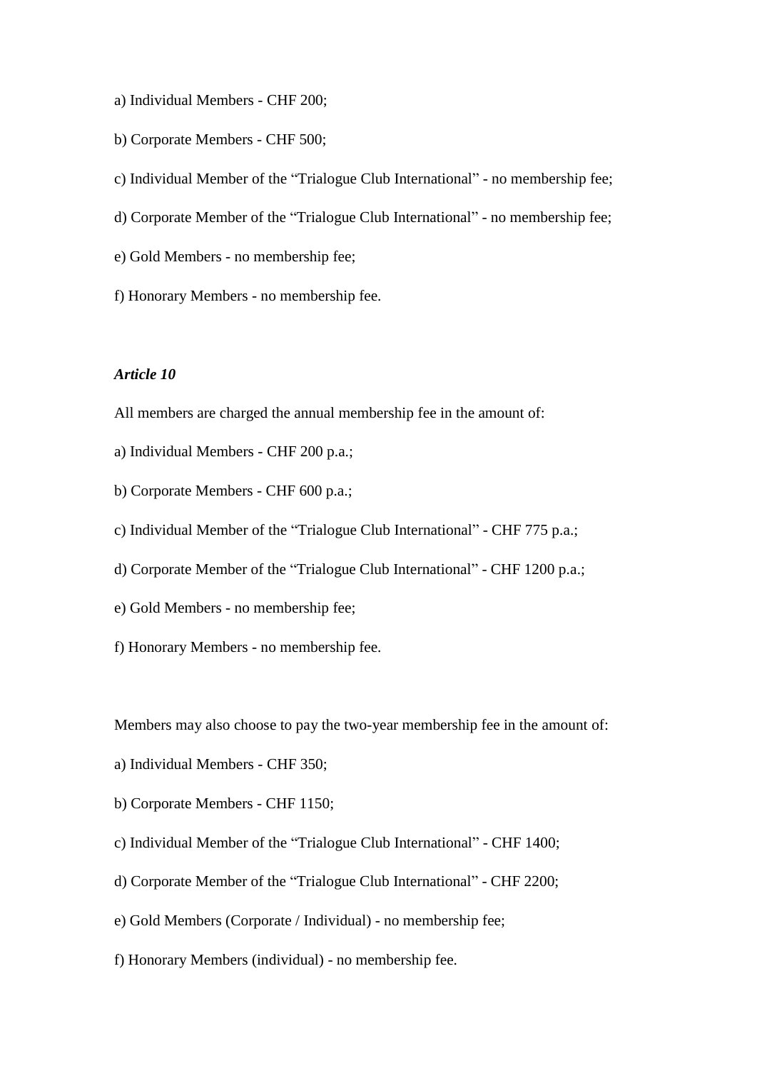a) Individual Members - CHF 200;

b) Corporate Members - CHF 500;

c) Individual Member of the “Trialogue Club International” - no membership fee;

d) Corporate Member of the “Trialogue Club International” - no membership fee;

e) Gold Members - no membership fee;

f) Honorary Members - no membership fee.

***Article 10***

All members are charged the annual membership fee in the amount of:

a) Individual Members - CHF 200 p.a.;

b) Corporate Members - CHF 600 p.a.;

c) Individual Member of the “Trialogue Club International” - CHF 775 p.a.;

d) Corporate Member of the “Trialogue Club International” - CHF 1200 p.a.;

e) Gold Members - no membership fee;

f) Honorary Members - no membership fee.

Members may also choose to pay the two-year membership fee in the amount of:

a) Individual Members - CHF 350;

b) Corporate Members - CHF 1150;

c) Individual Member of the “Trialogue Club International” - CHF 1400;

d) Corporate Member of the “Trialogue Club International” - CHF 2200;

e) Gold Members (Corporate / Individual) - no membership fee;

f) Honorary Members (individual) - no membership fee.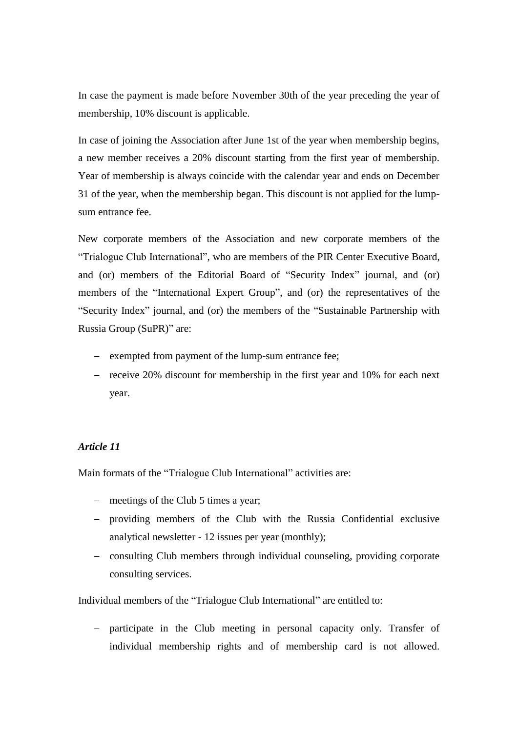In case the payment is made before November 30th of the year preceding the year of membership, 10% discount is applicable.

In case of joining the Association after June 1st of the year when membership begins, a new member receives a 20% discount starting from the first year of membership. Year of membership is always coincide with the calendar year and ends on December 31 of the year, when the membership began. This discount is not applied for the lump-sum entrance fee.

New corporate members of the Association and new corporate members of the "Trialogue Club International", who are members of the PIR Center Executive Board, and (or) members of the Editorial Board of "Security Index" journal, and (or) members of the "International Expert Group", and (or) the representatives of the "Security Index" journal, and (or) the members of the "Sustainable Partnership with Russia Group (SuPR)" are:

- exempted from payment of the lump-sum entrance fee;
- receive 20% discount for membership in the first year and 10% for each next year.

***Article 11***

Main formats of the "Trialogue Club International" activities are:

- meetings of the Club 5 times a year;
- providing members of the Club with the Russia Confidential exclusive analytical newsletter - 12 issues per year (monthly);
- consulting Club members through individual counseling, providing corporate consulting services.

Individual members of the "Trialogue Club International" are entitled to:

- participate in the Club meeting in personal capacity only. Transfer of individual membership rights and of membership card is not allowed.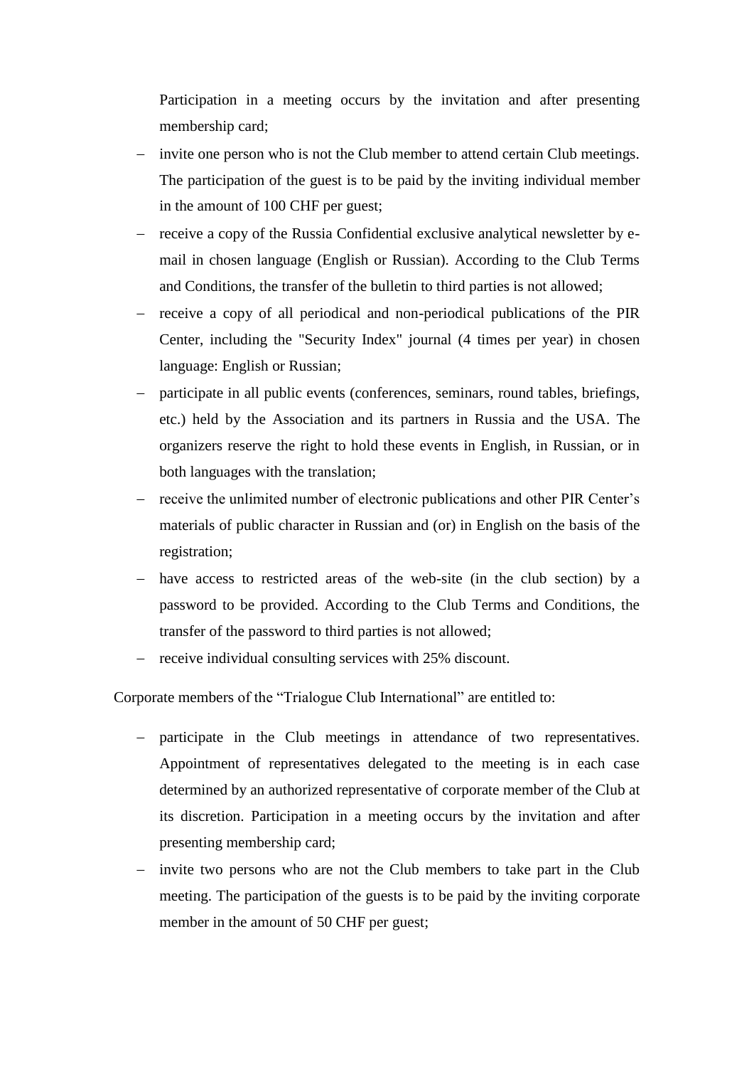Participation in a meeting occurs by the invitation and after presenting membership card;

- invite one person who is not the Club member to attend certain Club meetings. The participation of the guest is to be paid by the inviting individual member in the amount of 100 CHF per guest;
- receive a copy of the Russia Confidential exclusive analytical newsletter by e-mail in chosen language (English or Russian). According to the Club Terms and Conditions, the transfer of the bulletin to third parties is not allowed;
- receive a copy of all periodical and non-periodical publications of the PIR Center, including the "Security Index" journal (4 times per year) in chosen language: English or Russian;
- participate in all public events (conferences, seminars, round tables, briefings, etc.) held by the Association and its partners in Russia and the USA. The organizers reserve the right to hold these events in English, in Russian, or in both languages with the translation;
- receive the unlimited number of electronic publications and other PIR Center's materials of public character in Russian and (or) in English on the basis of the registration;
- have access to restricted areas of the web-site (in the club section) by a password to be provided. According to the Club Terms and Conditions, the transfer of the password to third parties is not allowed;
- receive individual consulting services with 25% discount.

Corporate members of the "Trialogue Club International" are entitled to:

- participate in the Club meetings in attendance of two representatives. Appointment of representatives delegated to the meeting is in each case determined by an authorized representative of corporate member of the Club at its discretion. Participation in a meeting occurs by the invitation and after presenting membership card;
- invite two persons who are not the Club members to take part in the Club meeting. The participation of the guests is to be paid by the inviting corporate member in the amount of 50 CHF per guest;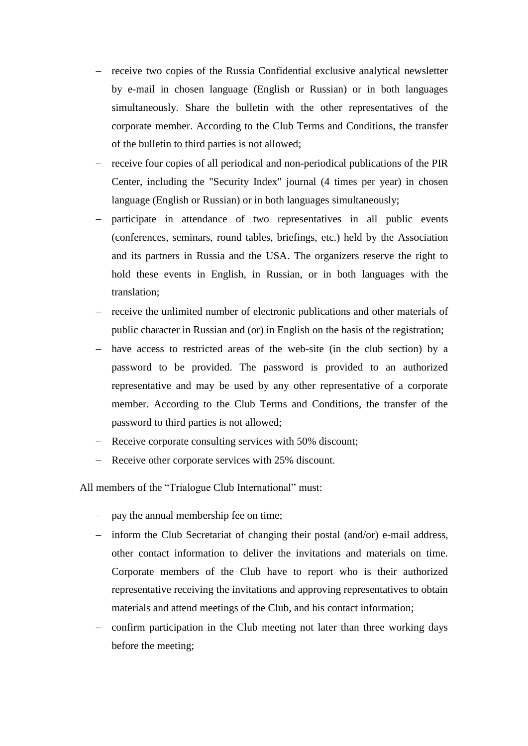- receive two copies of the Russia Confidential exclusive analytical newsletter by e-mail in chosen language (English or Russian) or in both languages simultaneously. Share the bulletin with the other representatives of the corporate member. According to the Club Terms and Conditions, the transfer of the bulletin to third parties is not allowed;
- receive four copies of all periodical and non-periodical publications of the PIR Center, including the "Security Index" journal (4 times per year) in chosen language (English or Russian) or in both languages simultaneously;
- participate in attendance of two representatives in all public events (conferences, seminars, round tables, briefings, etc.) held by the Association and its partners in Russia and the USA. The organizers reserve the right to hold these events in English, in Russian, or in both languages with the translation;
- receive the unlimited number of electronic publications and other materials of public character in Russian and (or) in English on the basis of the registration;
- have access to restricted areas of the web-site (in the club section) by a password to be provided. The password is provided to an authorized representative and may be used by any other representative of a corporate member. According to the Club Terms and Conditions, the transfer of the password to third parties is not allowed;
- Receive corporate consulting services with 50% discount;
- Receive other corporate services with 25% discount.

All members of the "Trialogue Club International" must:

- pay the annual membership fee on time;
- inform the Club Secretariat of changing their postal (and/or) e-mail address, other contact information to deliver the invitations and materials on time. Corporate members of the Club have to report who is their authorized representative receiving the invitations and approving representatives to obtain materials and attend meetings of the Club, and his contact information;
- confirm participation in the Club meeting not later than three working days before the meeting;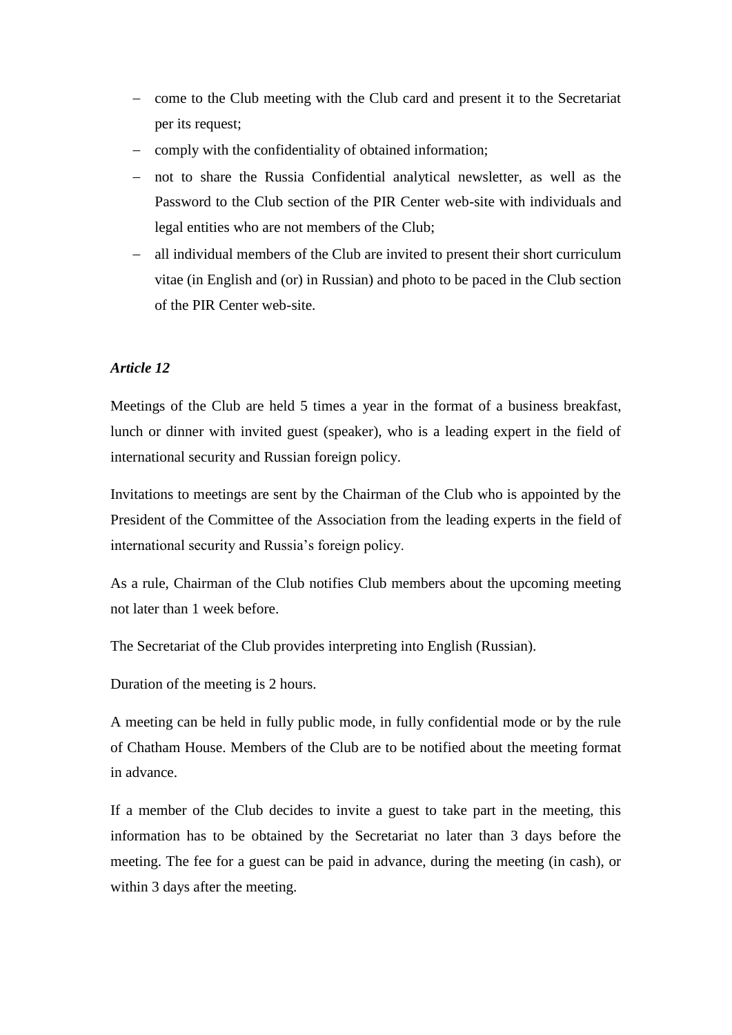- come to the Club meeting with the Club card and present it to the Secretariat per its request;
- comply with the confidentiality of obtained information;
- not to share the Russia Confidential analytical newsletter, as well as the Password to the Club section of the PIR Center web-site with individuals and legal entities who are not members of the Club;
- all individual members of the Club are invited to present their short curriculum vitae (in English and (or) in Russian) and photo to be paced in the Club section of the PIR Center web-site.

***Article 12***

Meetings of the Club are held 5 times a year in the format of a business breakfast, lunch or dinner with invited guest (speaker), who is a leading expert in the field of international security and Russian foreign policy.

Invitations to meetings are sent by the Chairman of the Club who is appointed by the President of the Committee of the Association from the leading experts in the field of international security and Russia's foreign policy.

As a rule, Chairman of the Club notifies Club members about the upcoming meeting not later than 1 week before.

The Secretariat of the Club provides interpreting into English (Russian).

Duration of the meeting is 2 hours.

A meeting can be held in fully public mode, in fully confidential mode or by the rule of Chatham House. Members of the Club are to be notified about the meeting format in advance.

If a member of the Club decides to invite a guest to take part in the meeting, this information has to be obtained by the Secretariat no later than 3 days before the meeting. The fee for a guest can be paid in advance, during the meeting (in cash), or within 3 days after the meeting.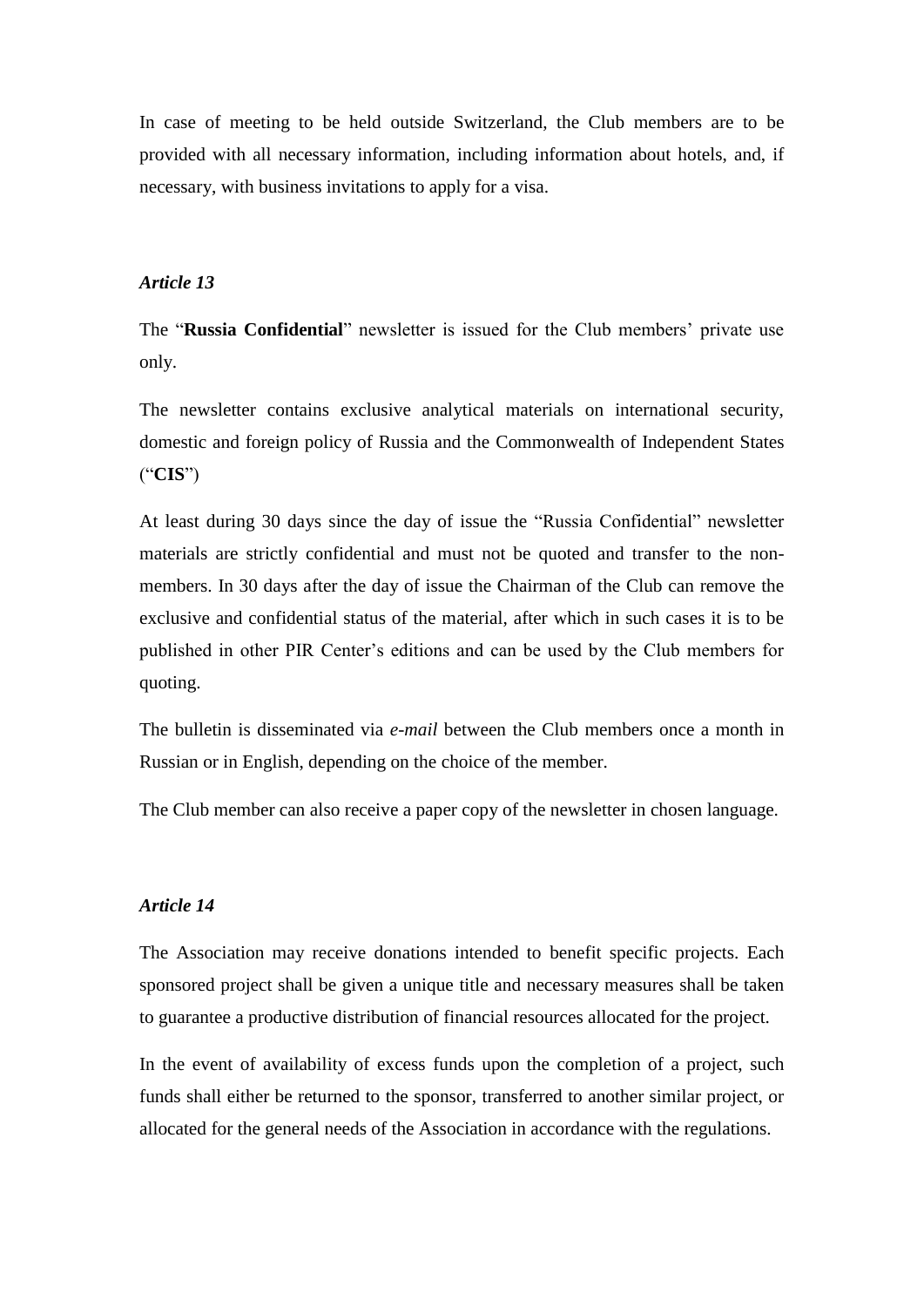In case of meeting to be held outside Switzerland, the Club members are to be provided with all necessary information, including information about hotels, and, if necessary, with business invitations to apply for a visa.

### *Article 13*

The "**Russia Confidential**" newsletter is issued for the Club members' private use only.

The newsletter contains exclusive analytical materials on international security, domestic and foreign policy of Russia and the Commonwealth of Independent States ("**CIS**")

At least during 30 days since the day of issue the "Russia Confidential" newsletter materials are strictly confidential and must not be quoted and transfer to the non-members. In 30 days after the day of issue the Chairman of the Club can remove the exclusive and confidential status of the material, after which in such cases it is to be published in other PIR Center's editions and can be used by the Club members for quoting.

The bulletin is disseminated via *e-mail* between the Club members once a month in Russian or in English, depending on the choice of the member.

The Club member can also receive a paper copy of the newsletter in chosen language.

### *Article 14*

The Association may receive donations intended to benefit specific projects. Each sponsored project shall be given a unique title and necessary measures shall be taken to guarantee a productive distribution of financial resources allocated for the project.

In the event of availability of excess funds upon the completion of a project, such funds shall either be returned to the sponsor, transferred to another similar project, or allocated for the general needs of the Association in accordance with the regulations.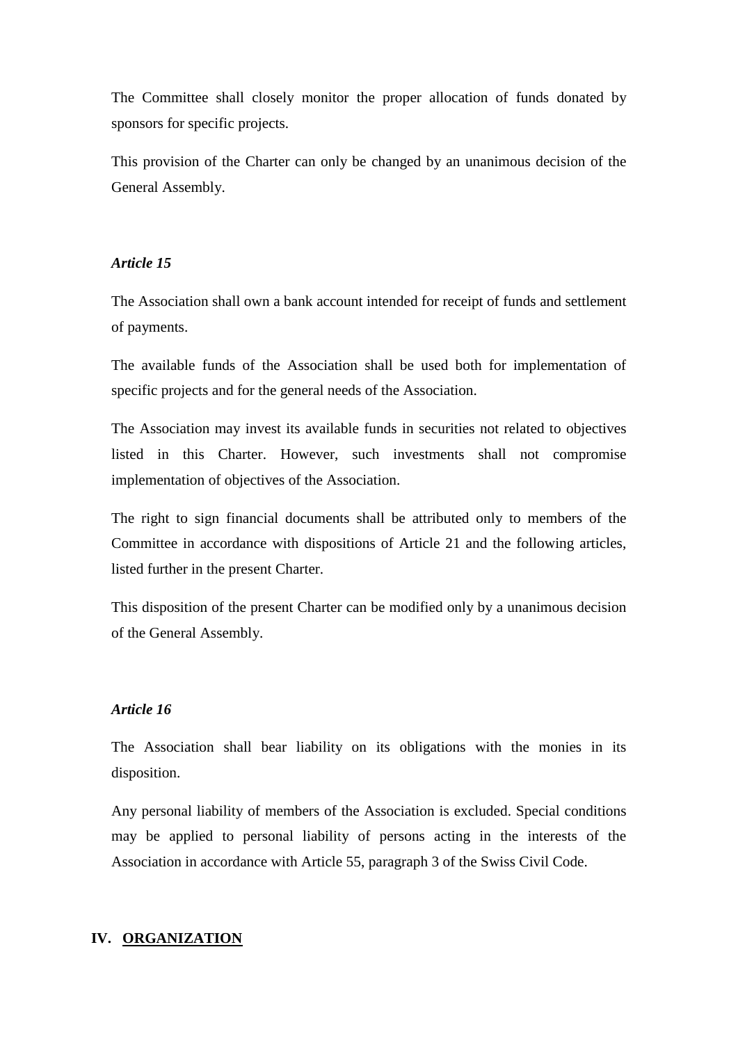The Committee shall closely monitor the proper allocation of funds donated by sponsors for specific projects.

This provision of the Charter can only be changed by an unanimous decision of the General Assembly.

***Article 15***

The Association shall own a bank account intended for receipt of funds and settlement of payments.

The available funds of the Association shall be used both for implementation of specific projects and for the general needs of the Association.

The Association may invest its available funds in securities not related to objectives listed in this Charter. However, such investments shall not compromise implementation of objectives of the Association.

The right to sign financial documents shall be attributed only to members of the Committee in accordance with dispositions of Article 21 and the following articles, listed further in the present Charter.

This disposition of the present Charter can be modified only by a unanimous decision of the General Assembly.

***Article 16***

The Association shall bear liability on its obligations with the monies in its disposition.

Any personal liability of members of the Association is excluded. Special conditions may be applied to personal liability of persons acting in the interests of the Association in accordance with Article 55, paragraph 3 of the Swiss Civil Code.

## IV. <u>ORGANIZATION</u>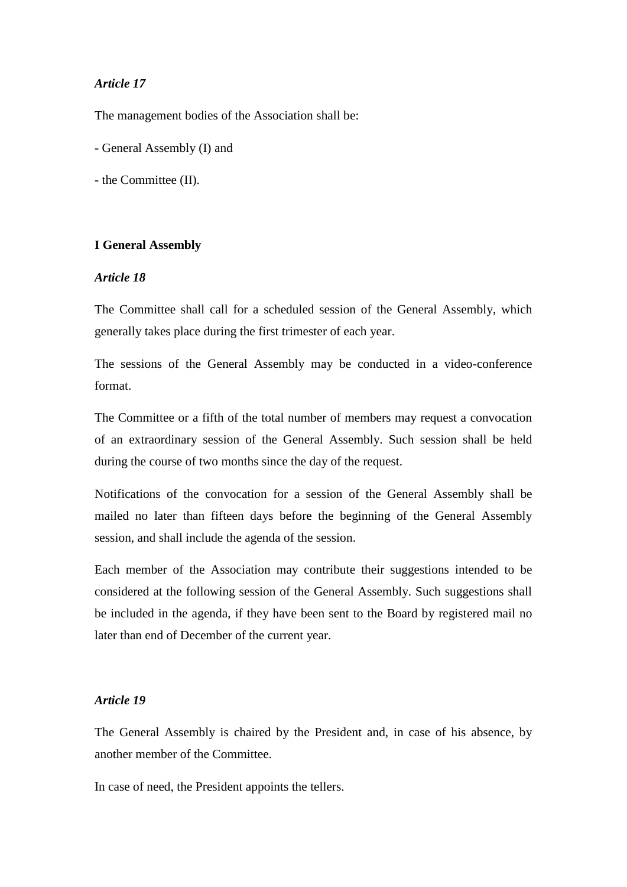*Article 17*

The management bodies of the Association shall be:

- General Assembly (I) and

- the Committee (II).

**I General Assembly**

*Article 18*

The Committee shall call for a scheduled session of the General Assembly, which generally takes place during the first trimester of each year.

The sessions of the General Assembly may be conducted in a video-conference format.

The Committee or a fifth of the total number of members may request a convocation of an extraordinary session of the General Assembly. Such session shall be held during the course of two months since the day of the request.

Notifications of the convocation for a session of the General Assembly shall be mailed no later than fifteen days before the beginning of the General Assembly session, and shall include the agenda of the session.

Each member of the Association may contribute their suggestions intended to be considered at the following session of the General Assembly. Such suggestions shall be included in the agenda, if they have been sent to the Board by registered mail no later than end of December of the current year.

*Article 19*

The General Assembly is chaired by the President and, in case of his absence, by another member of the Committee.

In case of need, the President appoints the tellers.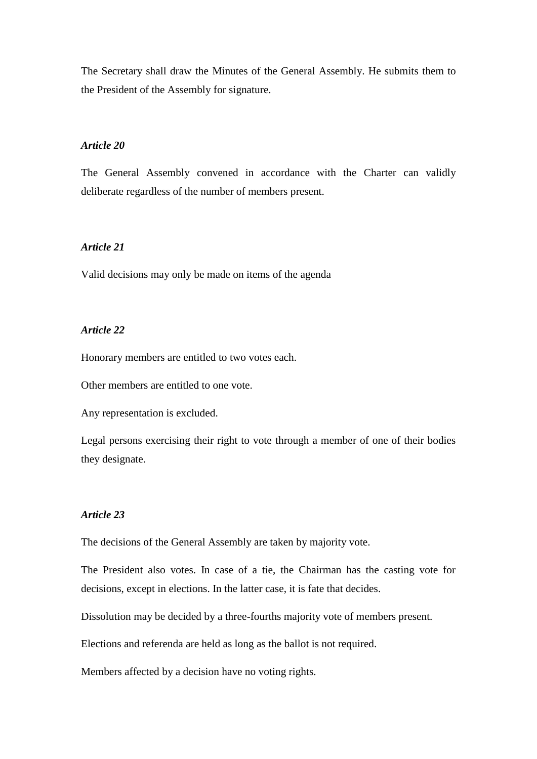The Secretary shall draw the Minutes of the General Assembly. He submits them to the President of the Assembly for signature.

***Article 20***

The General Assembly convened in accordance with the Charter can validly deliberate regardless of the number of members present.

***Article 21***

Valid decisions may only be made on items of the agenda

***Article 22***

Honorary members are entitled to two votes each.

Other members are entitled to one vote.

Any representation is excluded.

Legal persons exercising their right to vote through a member of one of their bodies they designate.

***Article 23***

The decisions of the General Assembly are taken by majority vote.

The President also votes. In case of a tie, the Chairman has the casting vote for decisions, except in elections. In the latter case, it is fate that decides.

Dissolution may be decided by a three-fourths majority vote of members present.

Elections and referenda are held as long as the ballot is not required.

Members affected by a decision have no voting rights.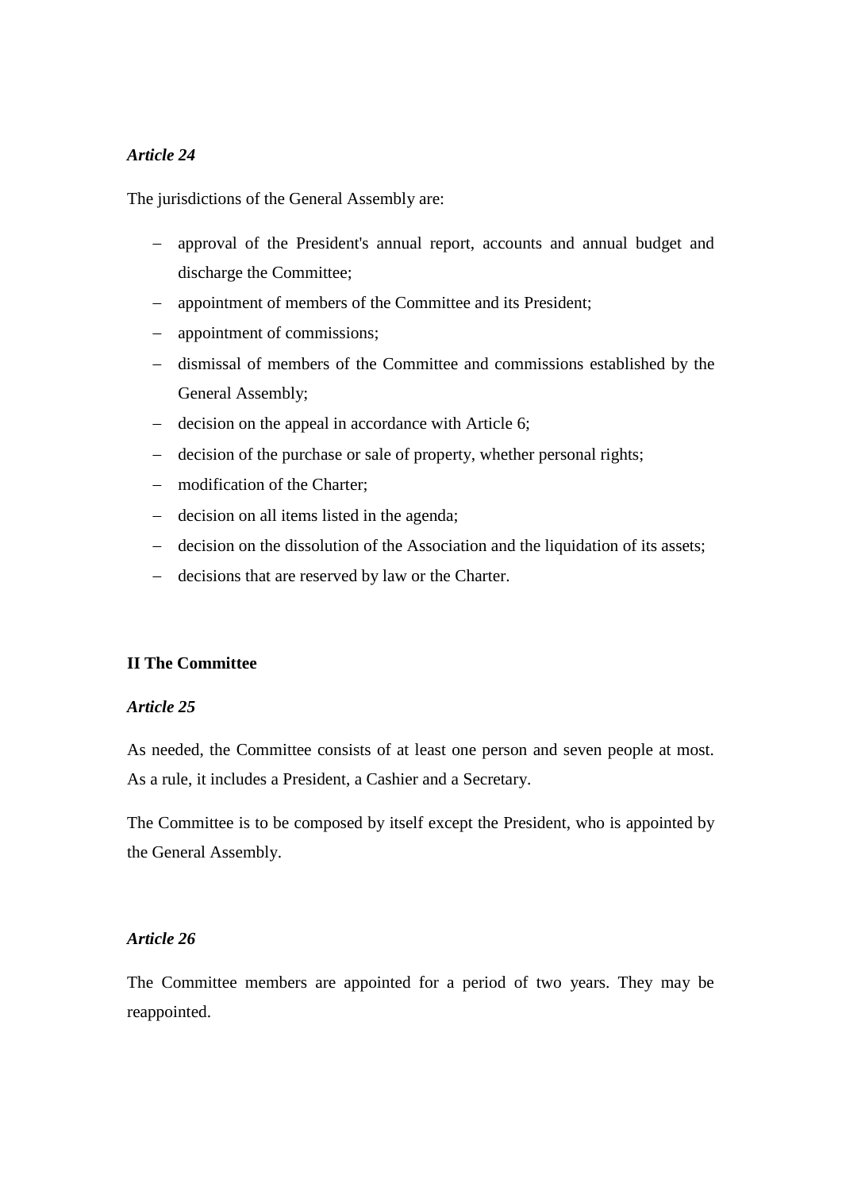*Article 24*

The jurisdictions of the General Assembly are:

- approval of the President's annual report, accounts and annual budget and discharge the Committee;
- appointment of members of the Committee and its President;
- appointment of commissions;
- dismissal of members of the Committee and commissions established by the General Assembly;
- decision on the appeal in accordance with Article 6;
- decision of the purchase or sale of property, whether personal rights;
- modification of the Charter;
- decision on all items listed in the agenda;
- decision on the dissolution of the Association and the liquidation of its assets;
- decisions that are reserved by law or the Charter.

**II The Committee**

*Article 25*

As needed, the Committee consists of at least one person and seven people at most. As a rule, it includes a President, a Cashier and a Secretary.

The Committee is to be composed by itself except the President, who is appointed by the General Assembly.

*Article 26*

The Committee members are appointed for a period of two years. They may be reappointed.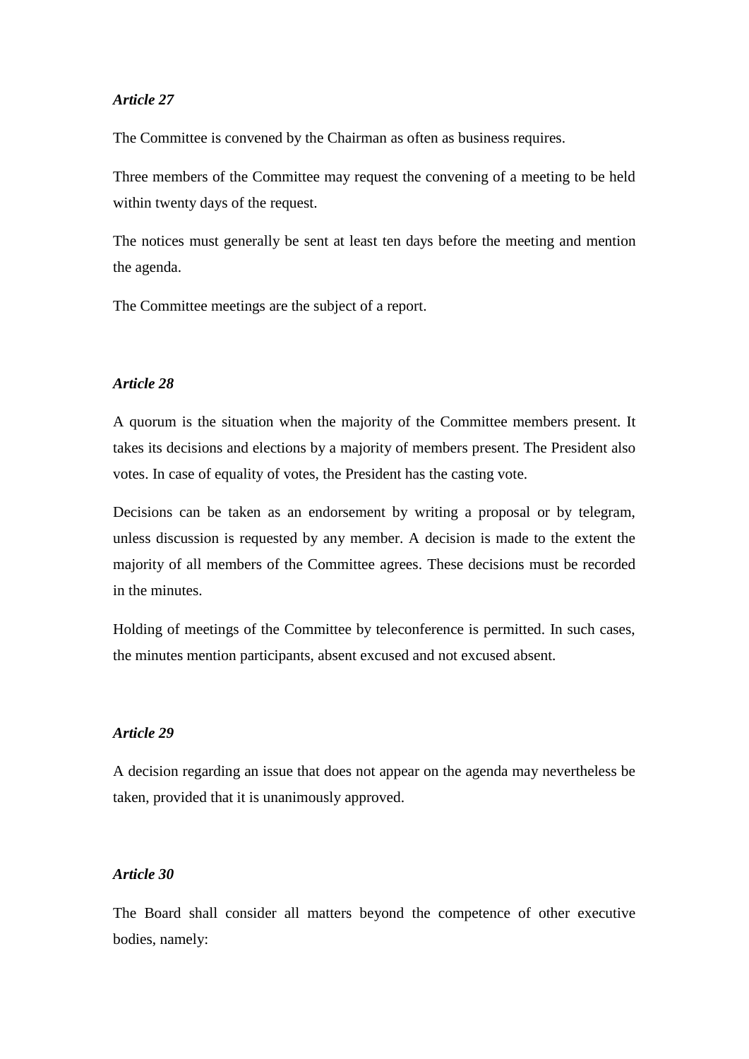*Article 27*

The Committee is convened by the Chairman as often as business requires.

Three members of the Committee may request the convening of a meeting to be held within twenty days of the request.

The notices must generally be sent at least ten days before the meeting and mention the agenda.

The Committee meetings are the subject of a report.

*Article 28*

A quorum is the situation when the majority of the Committee members present. It takes its decisions and elections by a majority of members present. The President also votes. In case of equality of votes, the President has the casting vote.

Decisions can be taken as an endorsement by writing a proposal or by telegram, unless discussion is requested by any member. A decision is made to the extent the majority of all members of the Committee agrees. These decisions must be recorded in the minutes.

Holding of meetings of the Committee by teleconference is permitted. In such cases, the minutes mention participants, absent excused and not excused absent.

*Article 29*

A decision regarding an issue that does not appear on the agenda may nevertheless be taken, provided that it is unanimously approved.

*Article 30*

The Board shall consider all matters beyond the competence of other executive bodies, namely: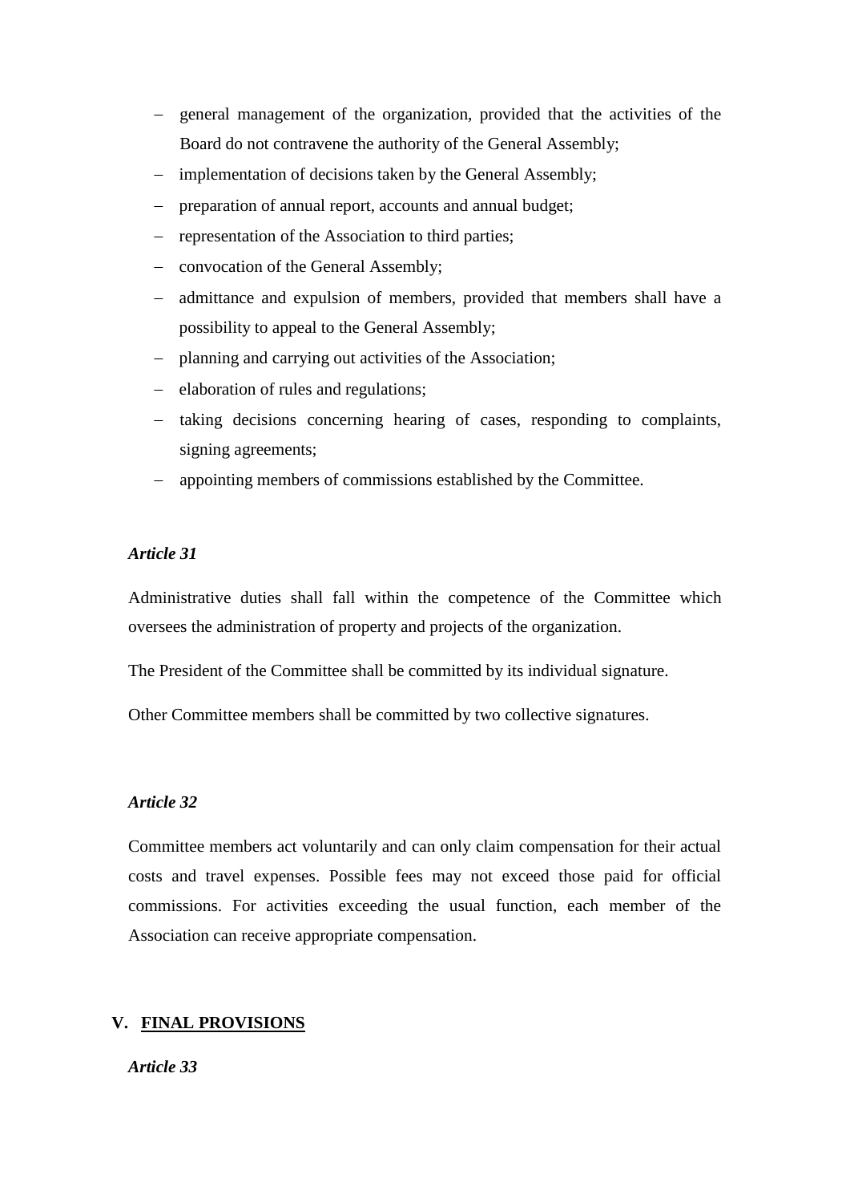- general management of the organization, provided that the activities of the Board do not contravene the authority of the General Assembly;
- implementation of decisions taken by the General Assembly;
- preparation of annual report, accounts and annual budget;
- representation of the Association to third parties;
- convocation of the General Assembly;
- admittance and expulsion of members, provided that members shall have a possibility to appeal to the General Assembly;
- planning and carrying out activities of the Association;
- elaboration of rules and regulations;
- taking decisions concerning hearing of cases, responding to complaints, signing agreements;
- appointing members of commissions established by the Committee.

***Article 31***

Administrative duties shall fall within the competence of the Committee which oversees the administration of property and projects of the organization.

The President of the Committee shall be committed by its individual signature.

Other Committee members shall be committed by two collective signatures.

***Article 32***

Committee members act voluntarily and can only claim compensation for their actual costs and travel expenses. Possible fees may not exceed those paid for official commissions. For activities exceeding the usual function, each member of the Association can receive appropriate compensation.

## V. FINAL PROVISIONS

***Article 33***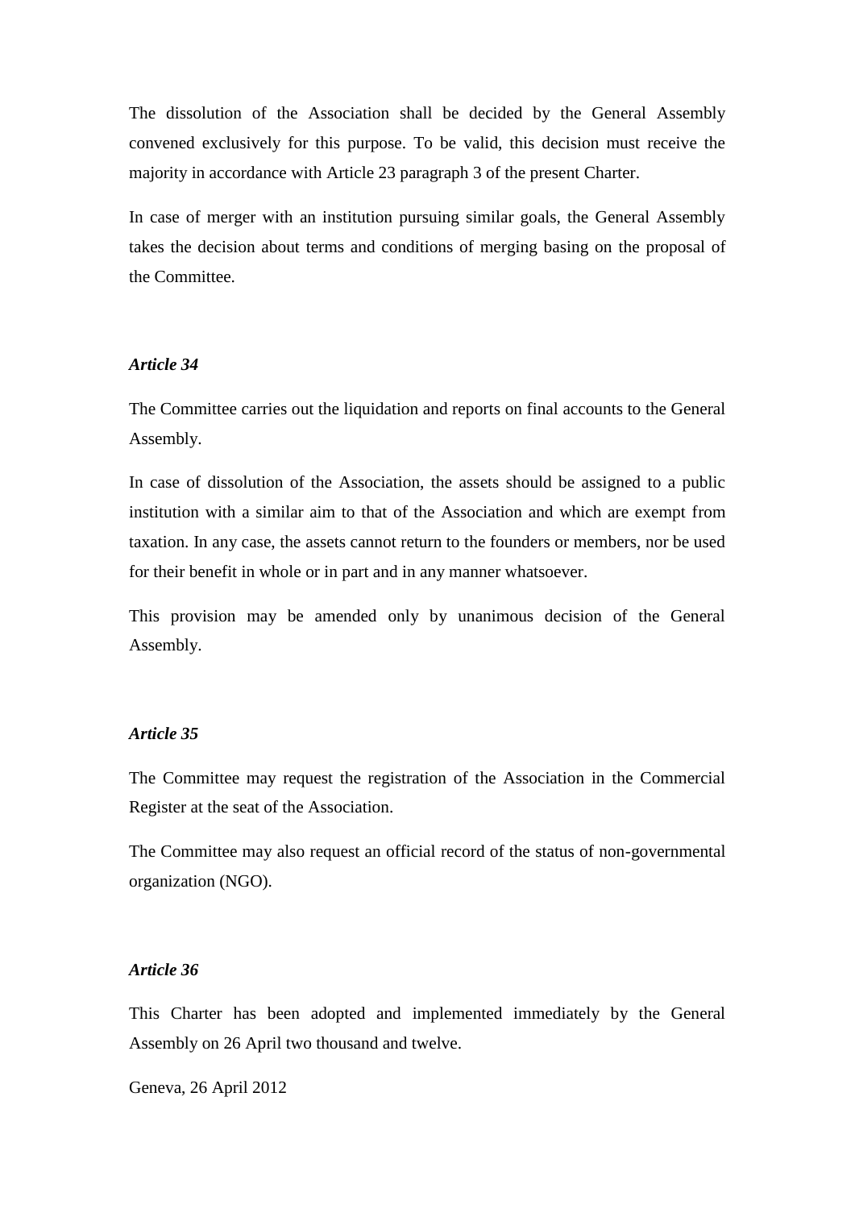The dissolution of the Association shall be decided by the General Assembly convened exclusively for this purpose. To be valid, this decision must receive the majority in accordance with Article 23 paragraph 3 of the present Charter.

In case of merger with an institution pursuing similar goals, the General Assembly takes the decision about terms and conditions of merging basing on the proposal of the Committee.

***Article 34***

The Committee carries out the liquidation and reports on final accounts to the General Assembly.

In case of dissolution of the Association, the assets should be assigned to a public institution with a similar aim to that of the Association and which are exempt from taxation. In any case, the assets cannot return to the founders or members, nor be used for their benefit in whole or in part and in any manner whatsoever.

This provision may be amended only by unanimous decision of the General Assembly.

***Article 35***

The Committee may request the registration of the Association in the Commercial Register at the seat of the Association.

The Committee may also request an official record of the status of non-governmental organization (NGO).

***Article 36***

This Charter has been adopted and implemented immediately by the General Assembly on 26 April two thousand and twelve.

Geneva, 26 April 2012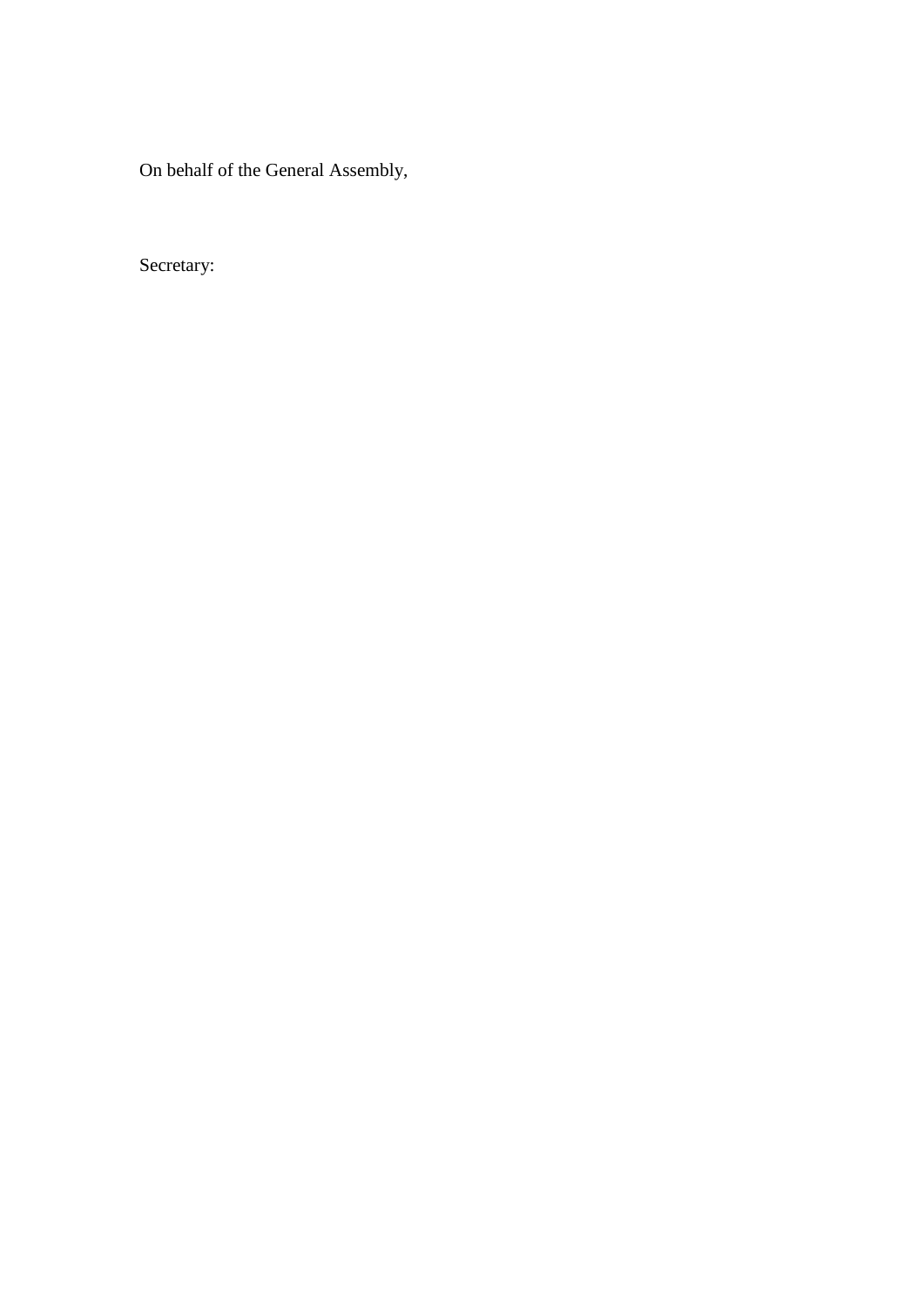On behalf of the General Assembly,

Secretary: